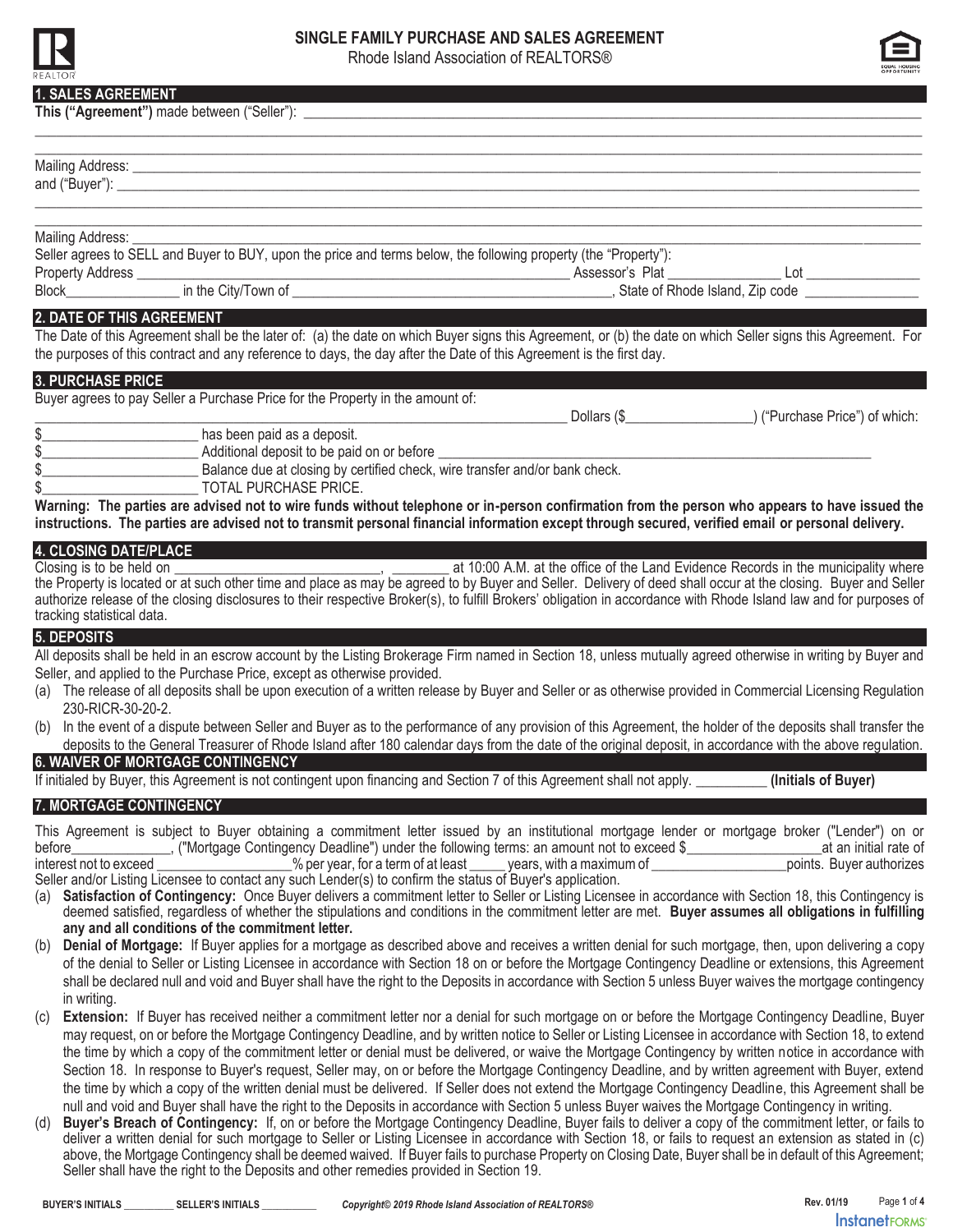# SINGLE FAMILY PURCHASE AND SALES AGREEMENT

Rhode Island Association of REALTORS®

## 1. SALES AGREEMENT

**This ("Agreement")** made between ("Seller"): ________________________________________________

________________________________________________________________________________________

________________________________________________________________________________________

Mailing Address: ________________________________________________________________________

and ("Buyer"): __________________________________________________________________________

________________________________________________________________________________________

________________________________________________________________________________________

Mailing Address: ________________________________________________________________________

Seller agrees to SELL and Buyer to BUY, upon the price and terms below, the following property (the "Property"):

Property Address ________________________________________ Assessor's Plat _____________ Lot _____________

Block_____________ in the City/Town of ________________________________, State of Rhode Island, Zip code _____________

## 2. DATE OF THIS AGREEMENT

The Date of this Agreement shall be the later of: (a) the date on which Buyer signs this Agreement, or (b) the date on which Seller signs this Agreement. For the purposes of this contract and any reference to days, the day after the Date of this Agreement is the first day.

## 3. PURCHASE PRICE

Buyer agrees to pay Seller a Purchase Price for the Property in the amount of:

________________________________________________________ Dollars ($_______________) ("Purchase Price") of which:

$____________________ has been paid as a deposit.

$____________________ Additional deposit to be paid on or before ________________________________________

$____________________ Balance due at closing by certified check, wire transfer and/or bank check.

$____________________ TOTAL PURCHASE PRICE.

**Warning: The parties are advised not to wire funds without telephone or in-person confirmation from the person who appears to have issued the instructions. The parties are advised not to transmit personal financial information except through secured, verified email or personal delivery.**

## 4. CLOSING DATE/PLACE

Closing is to be held on _________________________, ________ at 10:00 A.M. at the office of the Land Evidence Records in the municipality where the Property is located or at such other time and place as may be agreed to by Buyer and Seller. Delivery of deed shall occur at the closing. Buyer and Seller authorize release of the closing disclosures to their respective Broker(s), to fulfill Brokers' obligation in accordance with Rhode Island law and for purposes of tracking statistical data.

## 5. DEPOSITS

All deposits shall be held in an escrow account by the Listing Brokerage Firm named in Section 18, unless mutually agreed otherwise in writing by Buyer and Seller, and applied to the Purchase Price, except as otherwise provided.

(a) The release of all deposits shall be upon execution of a written release by Buyer and Seller or as otherwise provided in Commercial Licensing Regulation 230-RICR-30-20-2.

(b) In the event of a dispute between Seller and Buyer as to the performance of any provision of this Agreement, the holder of the deposits shall transfer the deposits to the General Treasurer of Rhode Island after 180 calendar days from the date of the original deposit, in accordance with the above regulation.

## 6. WAIVER OF MORTGAGE CONTINGENCY

If initialed by Buyer, this Agreement is not contingent upon financing and Section 7 of this Agreement shall not apply. _________ **(Initials of Buyer)**

## 7. MORTGAGE CONTINGENCY

This Agreement is subject to Buyer obtaining a commitment letter issued by an institutional mortgage lender or mortgage broker ("Lender") on or before_____________, ("Mortgage Contingency Deadline") under the following terms: an amount not to exceed $_______________at an initial rate of interest not to exceed _______________% per year, for a term of at least _____ years, with a maximum of _______________points. Buyer authorizes Seller and/or Listing Licensee to contact any such Lender(s) to confirm the status of Buyer's application.

(a) **Satisfaction of Contingency:** Once Buyer delivers a commitment letter to Seller or Listing Licensee in accordance with Section 18, this Contingency is deemed satisfied, regardless of whether the stipulations and conditions in the commitment letter are met. **Buyer assumes all obligations in fulfilling any and all conditions of the commitment letter.**

(b) **Denial of Mortgage:** If Buyer applies for a mortgage as described above and receives a written denial for such mortgage, then, upon delivering a copy of the denial to Seller or Listing Licensee in accordance with Section 18 on or before the Mortgage Contingency Deadline or extensions, this Agreement shall be declared null and void and Buyer shall have the right to the Deposits in accordance with Section 5 unless Buyer waives the mortgage contingency in writing.

(c) **Extension:** If Buyer has received neither a commitment letter nor a denial for such mortgage on or before the Mortgage Contingency Deadline, Buyer may request, on or before the Mortgage Contingency Deadline, and by written notice to Seller or Listing Licensee in accordance with Section 18, to extend the time by which a copy of the commitment letter or denial must be delivered, or waive the Mortgage Contingency by written notice in accordance with Section 18. In response to Buyer's request, Seller may, on or before the Mortgage Contingency Deadline, and by written agreement with Buyer, extend the time by which a copy of the written denial must be delivered. If Seller does not extend the Mortgage Contingency Deadline, this Agreement shall be null and void and Buyer shall have the right to the Deposits in accordance with Section 5 unless Buyer waives the Mortgage Contingency in writing.

(d) **Buyer's Breach of Contingency:** If, on or before the Mortgage Contingency Deadline, Buyer fails to deliver a copy of the commitment letter, or fails to deliver a written denial for such mortgage to Seller or Listing Licensee in accordance with Section 18, or fails to request an extension as stated in (c) above, the Mortgage Contingency shall be deemed waived. If Buyer fails to purchase Property on Closing Date, Buyer shall be in default of this Agreement; Seller shall have the right to the Deposits and other remedies provided in Section 19.

BUYER'S INITIALS _________ SELLER'S INITIALS _________ *Copyright© 2019 Rhode Island Association of REALTORS®* Rev. 01/19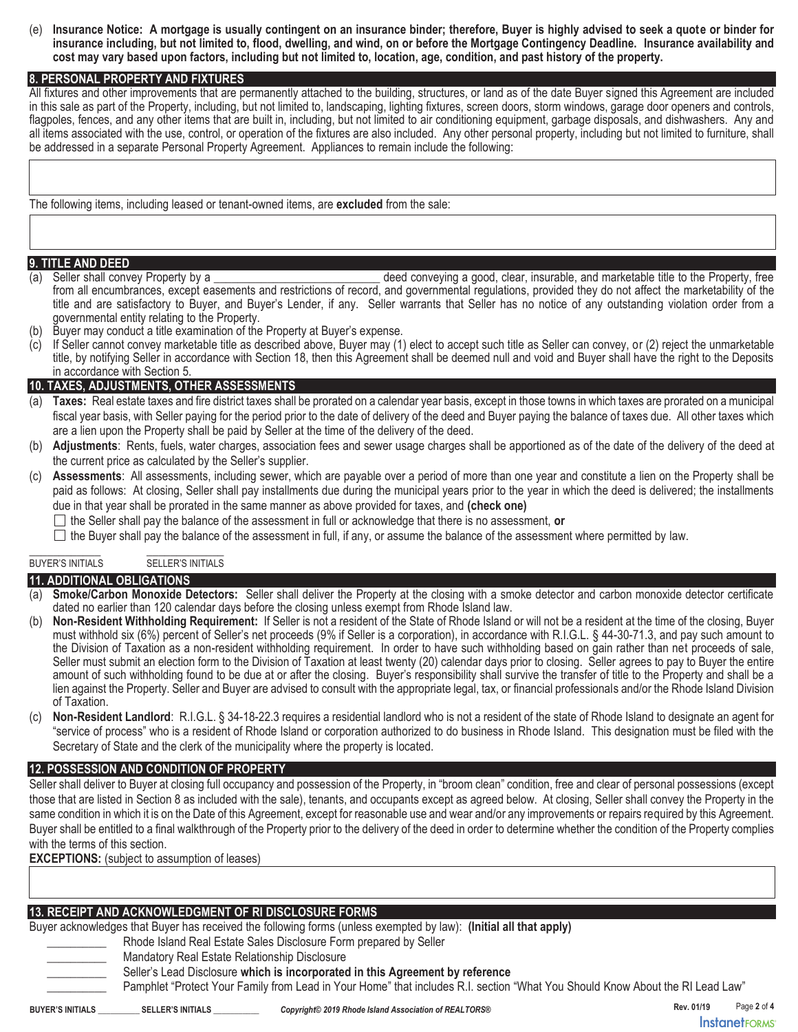(e) **Insurance Notice: A mortgage is usually contingent on an insurance binder; therefore, Buyer is highly advised to seek a quote or binder for insurance including, but not limited to, flood, dwelling, and wind, on or before the Mortgage Contingency Deadline. Insurance availability and cost may vary based upon factors, including but not limited to, location, age, condition, and past history of the property.**

## 8. PERSONAL PROPERTY AND FIXTURES

All fixtures and other improvements that are permanently attached to the building, structures, or land as of the date Buyer signed this Agreement are included in this sale as part of the Property, including, but not limited to, landscaping, lighting fixtures, screen doors, storm windows, garage door openers and controls, flagpoles, fences, and any other items that are built in, including, but not limited to air conditioning equipment, garbage disposals, and dishwashers. Any and all items associated with the use, control, or operation of the fixtures are also included. Any other personal property, including but not limited to furniture, shall be addressed in a separate Personal Property Agreement. Appliances to remain include the following:

The following items, including leased or tenant-owned items, are **excluded** from the sale:

## 9. TITLE AND DEED

(a) Seller shall convey Property by a ___________________________ deed conveying a good, clear, insurable, and marketable title to the Property, free from all encumbrances, except easements and restrictions of record, and governmental regulations, provided they do not affect the marketability of the title and are satisfactory to Buyer, and Buyer's Lender, if any. Seller warrants that Seller has no notice of any outstanding violation order from a governmental entity relating to the Property.

(b) Buyer may conduct a title examination of the Property at Buyer's expense.

(c) If Seller cannot convey marketable title as described above, Buyer may (1) elect to accept such title as Seller can convey, or (2) reject the unmarketable title, by notifying Seller in accordance with Section 18, then this Agreement shall be deemed null and void and Buyer shall have the right to the Deposits in accordance with Section 5.

## 10. TAXES, ADJUSTMENTS, OTHER ASSESSMENTS

(a) **Taxes:** Real estate taxes and fire district taxes shall be prorated on a calendar year basis, except in those towns in which taxes are prorated on a municipal fiscal year basis, with Seller paying for the period prior to the date of delivery of the deed and Buyer paying the balance of taxes due. All other taxes which are a lien upon the Property shall be paid by Seller at the time of the delivery of the deed.

(b) **Adjustments**: Rents, fuels, water charges, association fees and sewer usage charges shall be apportioned as of the date of the delivery of the deed at the current price as calculated by the Seller's supplier.

(c) **Assessments**: All assessments, including sewer, which are payable over a period of more than one year and constitute a lien on the Property shall be paid as follows: At closing, Seller shall pay installments due during the municipal years prior to the year in which the deed is delivered; the installments due in that year shall be prorated in the same manner as above provided for taxes, and **(check one)**

☐ the Seller shall pay the balance of the assessment in full or acknowledge that there is no assessment, **or**

☐ the Buyer shall pay the balance of the assessment in full, if any, or assume the balance of the assessment where permitted by law.

_____________ BUYER'S INITIALS    _____________ SELLER'S INITIALS

## 11. ADDITIONAL OBLIGATIONS

(a) **Smoke/Carbon Monoxide Detectors:** Seller shall deliver the Property at the closing with a smoke detector and carbon monoxide detector certificate dated no earlier than 120 calendar days before the closing unless exempt from Rhode Island law.

(b) **Non-Resident Withholding Requirement:** If Seller is not a resident of the State of Rhode Island or will not be a resident at the time of the closing, Buyer must withhold six (6%) percent of Seller's net proceeds (9% if Seller is a corporation), in accordance with R.I.G.L. § 44-30-71.3, and pay such amount to the Division of Taxation as a non-resident withholding requirement. In order to have such withholding based on gain rather than net proceeds of sale, Seller must submit an election form to the Division of Taxation at least twenty (20) calendar days prior to closing. Seller agrees to pay to Buyer the entire amount of such withholding found to be due at or after the closing. Buyer's responsibility shall survive the transfer of title to the Property and shall be a lien against the Property. Seller and Buyer are advised to consult with the appropriate legal, tax, or financial professionals and/or the Rhode Island Division of Taxation.

(c) **Non-Resident Landlord**: R.I.G.L. § 34-18-22.3 requires a residential landlord who is not a resident of the state of Rhode Island to designate an agent for "service of process" who is a resident of Rhode Island or corporation authorized to do business in Rhode Island. This designation must be filed with the Secretary of State and the clerk of the municipality where the property is located.

## 12. POSSESSION AND CONDITION OF PROPERTY

Seller shall deliver to Buyer at closing full occupancy and possession of the Property, in "broom clean" condition, free and clear of personal possessions (except those that are listed in Section 8 as included with the sale), tenants, and occupants except as agreed below. At closing, Seller shall convey the Property in the same condition in which it is on the Date of this Agreement, except for reasonable use and wear and/or any improvements or repairs required by this Agreement. Buyer shall be entitled to a final walkthrough of the Property prior to the delivery of the deed in order to determine whether the condition of the Property complies with the terms of this section.

**EXCEPTIONS:** (subject to assumption of leases)

## 13. RECEIPT AND ACKNOWLEDGMENT OF RI DISCLOSURE FORMS

Buyer acknowledges that Buyer has received the following forms (unless exempted by law): **(Initial all that apply)**

__________ Rhode Island Real Estate Sales Disclosure Form prepared by Seller

__________ Mandatory Real Estate Relationship Disclosure

__________ Seller's Lead Disclosure **which is incorporated in this Agreement by reference**

__________ Pamphlet "Protect Your Family from Lead in Your Home" that includes R.I. section "What You Should Know About the RI Lead Law"

BUYER'S INITIALS __________ SELLER'S INITIALS __________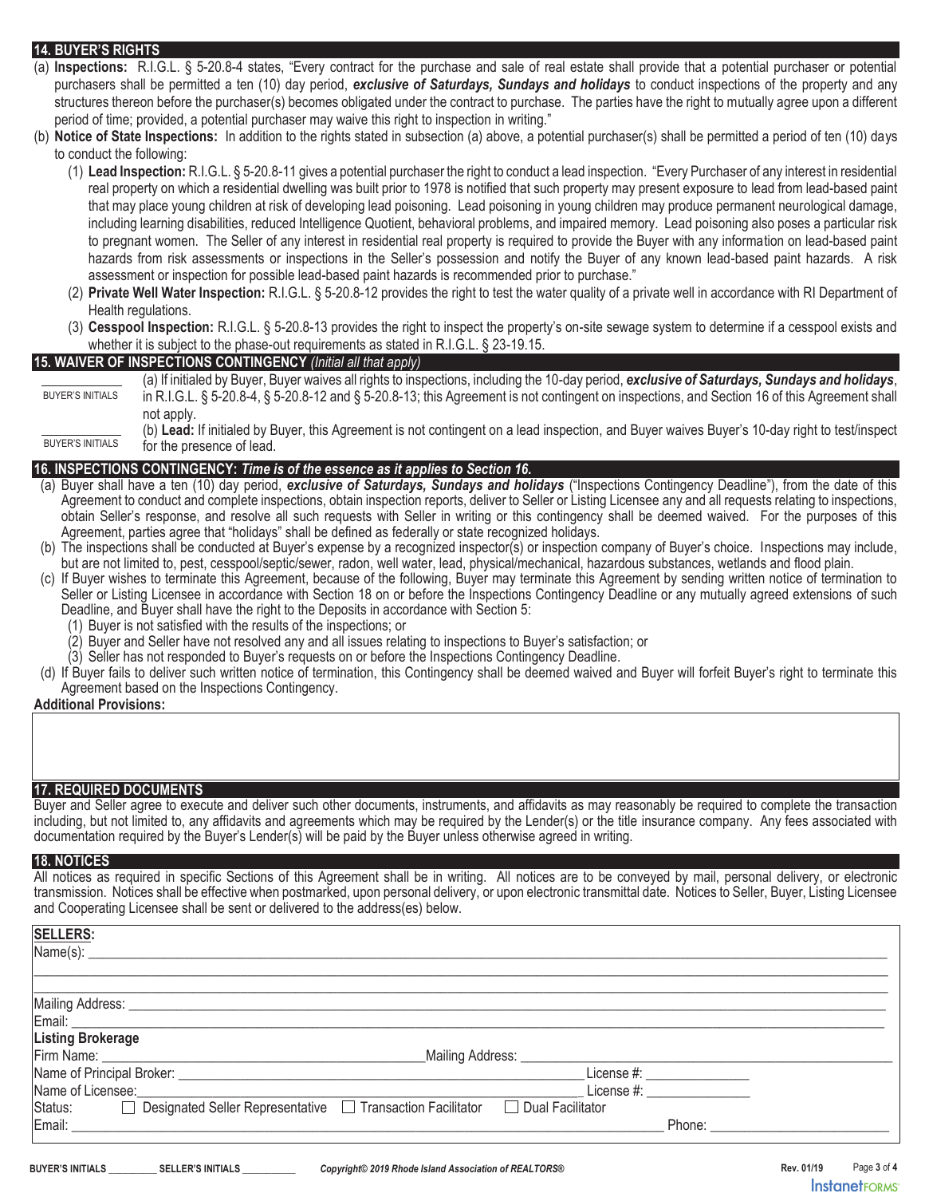## 14. BUYER'S RIGHTS

(a) **Inspections:** R.I.G.L. § 5-20.8-4 states, "Every contract for the purchase and sale of real estate shall provide that a potential purchaser or potential purchasers shall be permitted a ten (10) day period, ***exclusive of Saturdays, Sundays and holidays*** to conduct inspections of the property and any structures thereon before the purchaser(s) becomes obligated under the contract to purchase. The parties have the right to mutually agree upon a different period of time; provided, a potential purchaser may waive this right to inspection in writing."

(b) **Notice of State Inspections:** In addition to the rights stated in subsection (a) above, a potential purchaser(s) shall be permitted a period of ten (10) days to conduct the following:

(1) **Lead Inspection:** R.I.G.L. § 5-20.8-11 gives a potential purchaser the right to conduct a lead inspection. "Every Purchaser of any interest in residential real property on which a residential dwelling was built prior to 1978 is notified that such property may present exposure to lead from lead-based paint that may place young children at risk of developing lead poisoning. Lead poisoning in young children may produce permanent neurological damage, including learning disabilities, reduced Intelligence Quotient, behavioral problems, and impaired memory. Lead poisoning also poses a particular risk to pregnant women. The Seller of any interest in residential real property is required to provide the Buyer with any information on lead-based paint hazards from risk assessments or inspections in the Seller's possession and notify the Buyer of any known lead-based paint hazards. A risk assessment or inspection for possible lead-based paint hazards is recommended prior to purchase."

(2) **Private Well Water Inspection:** R.I.G.L. § 5-20.8-12 provides the right to test the water quality of a private well in accordance with RI Department of Health regulations.

(3) **Cesspool Inspection:** R.I.G.L. § 5-20.8-13 provides the right to inspect the property's on-site sewage system to determine if a cesspool exists and whether it is subject to the phase-out requirements as stated in R.I.G.L. § 23-19.15.

## 15. WAIVER OF INSPECTIONS CONTINGENCY *(Initial all that apply)*

\_\_\_\_\_\_\_\_\_\_ BUYER'S INITIALS — (a) If initialed by Buyer, Buyer waives all rights to inspections, including the 10-day period, ***exclusive of Saturdays, Sundays and holidays***, in R.I.G.L. § 5-20.8-4, § 5-20.8-12 and § 5-20.8-13; this Agreement is not contingent on inspections, and Section 16 of this Agreement shall not apply.

\_\_\_\_\_\_\_\_\_\_ BUYER'S INITIALS — (b) **Lead:** If initialed by Buyer, this Agreement is not contingent on a lead inspection, and Buyer waives Buyer's 10-day right to test/inspect for the presence of lead.

## 16. INSPECTIONS CONTINGENCY: *Time is of the essence as it applies to Section 16.*

(a) Buyer shall have a ten (10) day period, ***exclusive of Saturdays, Sundays and holidays*** ("Inspections Contingency Deadline"), from the date of this Agreement to conduct and complete inspections, obtain inspection reports, deliver to Seller or Listing Licensee any and all requests relating to inspections, obtain Seller's response, and resolve all such requests with Seller in writing or this contingency shall be deemed waived. For the purposes of this Agreement, parties agree that "holidays" shall be defined as federally or state recognized holidays.

(b) The inspections shall be conducted at Buyer's expense by a recognized inspector(s) or inspection company of Buyer's choice. Inspections may include, but are not limited to, pest, cesspool/septic/sewer, radon, well water, lead, physical/mechanical, hazardous substances, wetlands and flood plain.

(c) If Buyer wishes to terminate this Agreement, because of the following, Buyer may terminate this Agreement by sending written notice of termination to Seller or Listing Licensee in accordance with Section 18 on or before the Inspections Contingency Deadline or any mutually agreed extensions of such Deadline, and Buyer shall have the right to the Deposits in accordance with Section 5:

(1) Buyer is not satisfied with the results of the inspections; or

(2) Buyer and Seller have not resolved any and all issues relating to inspections to Buyer's satisfaction; or

(3) Seller has not responded to Buyer's requests on or before the Inspections Contingency Deadline.

(d) If Buyer fails to deliver such written notice of termination, this Contingency shall be deemed waived and Buyer will forfeit Buyer's right to terminate this Agreement based on the Inspections Contingency.

**Additional Provisions:**

## 17. REQUIRED DOCUMENTS

Buyer and Seller agree to execute and deliver such other documents, instruments, and affidavits as may reasonably be required to complete the transaction including, but not limited to, any affidavits and agreements which may be required by the Lender(s) or the title insurance company. Any fees associated with documentation required by the Buyer's Lender(s) will be paid by the Buyer unless otherwise agreed in writing.

## 18. NOTICES

All notices as required in specific Sections of this Agreement shall be in writing. All notices are to be conveyed by mail, personal delivery, or electronic transmission. Notices shall be effective when postmarked, upon personal delivery, or upon electronic transmittal date. Notices to Seller, Buyer, Listing Licensee and Cooperating Licensee shall be sent or delivered to the address(es) below.

**SELLERS:**

Name(s): \_\_\_\_\_\_\_\_\_\_\_\_\_\_\_\_\_\_\_\_\_\_\_\_\_\_\_\_\_\_\_\_\_\_\_\_\_\_\_\_

\_\_\_\_\_\_\_\_\_\_\_\_\_\_\_\_\_\_\_\_\_\_\_\_\_\_\_\_\_\_\_\_\_\_\_\_\_\_\_\_

\_\_\_\_\_\_\_\_\_\_\_\_\_\_\_\_\_\_\_\_\_\_\_\_\_\_\_\_\_\_\_\_\_\_\_\_\_\_\_\_

Mailing Address: \_\_\_\_\_\_\_\_\_\_\_\_\_\_\_\_\_\_\_\_\_\_\_\_\_\_\_\_\_\_\_\_\_\_\_\_\_\_\_\_

Email: \_\_\_\_\_\_\_\_\_\_\_\_\_\_\_\_\_\_\_\_\_\_\_\_\_\_\_\_\_\_\_\_\_\_\_\_\_\_\_\_

**Listing Brokerage**

Firm Name: \_\_\_\_\_\_\_\_\_\_\_\_\_\_\_\_\_\_\_\_ Mailing Address: \_\_\_\_\_\_\_\_\_\_\_\_\_\_\_\_\_\_\_\_

Name of Principal Broker: \_\_\_\_\_\_\_\_\_\_\_\_\_\_\_\_\_\_\_\_ License #: \_\_\_\_\_\_\_\_\_\_

Name of Licensee: \_\_\_\_\_\_\_\_\_\_\_\_\_\_\_\_\_\_\_\_ License #: \_\_\_\_\_\_\_\_\_\_

Status: ☐ Designated Seller Representative ☐ Transaction Facilitator ☐ Dual Facilitator

Email: \_\_\_\_\_\_\_\_\_\_\_\_\_\_\_\_\_\_\_\_ Phone: \_\_\_\_\_\_\_\_\_\_

BUYER'S INITIALS \_\_\_\_\_\_\_\_\_\_ SELLER'S INITIALS \_\_\_\_\_\_\_\_\_\_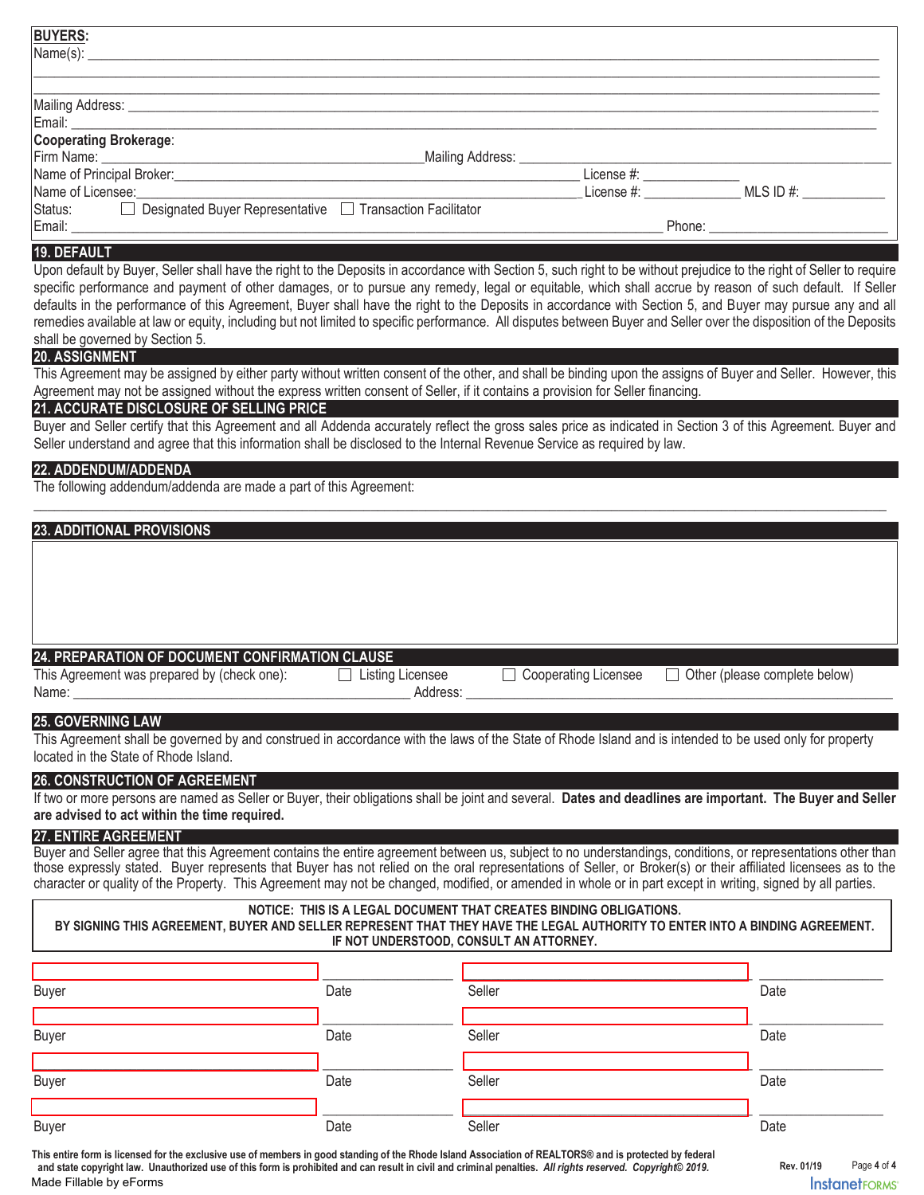**BUYERS:**

Name(s): ____________________________________________

____________________________________________

____________________________________________

Mailing Address: ____________________________________________

Email: ____________________________________________

**Cooperating Brokerage**:

Firm Name: ______________________ Mailing Address: ______________________

Name of Principal Broker: ______________________ License #: ____________

Name of Licensee: ______________________ License #: ____________ MLS ID #: ____________

Status: ☐ Designated Buyer Representative ☐ Transaction Facilitator

Email: ______________________ Phone: ______________________

## 19. DEFAULT

Upon default by Buyer, Seller shall have the right to the Deposits in accordance with Section 5, such right to be without prejudice to the right of Seller to require specific performance and payment of other damages, or to pursue any remedy, legal or equitable, which shall accrue by reason of such default. If Seller defaults in the performance of this Agreement, Buyer shall have the right to the Deposits in accordance with Section 5, and Buyer may pursue any and all remedies available at law or equity, including but not limited to specific performance. All disputes between Buyer and Seller over the disposition of the Deposits shall be governed by Section 5.

## 20. ASSIGNMENT

This Agreement may be assigned by either party without written consent of the other, and shall be binding upon the assigns of Buyer and Seller. However, this Agreement may not be assigned without the express written consent of Seller, if it contains a provision for Seller financing.

## 21. ACCURATE DISCLOSURE OF SELLING PRICE

Buyer and Seller certify that this Agreement and all Addenda accurately reflect the gross sales price as indicated in Section 3 of this Agreement. Buyer and Seller understand and agree that this information shall be disclosed to the Internal Revenue Service as required by law.

## 22. ADDENDUM/ADDENDA

The following addendum/addenda are made a part of this Agreement:

____________________________________________

## 23. ADDITIONAL PROVISIONS

## 24. PREPARATION OF DOCUMENT CONFIRMATION CLAUSE

This Agreement was prepared by (check one): ☐ Listing Licensee ☐ Cooperating Licensee ☐ Other (please complete below)

Name: ______________________ Address: ______________________

## 25. GOVERNING LAW

This Agreement shall be governed by and construed in accordance with the laws of the State of Rhode Island and is intended to be used only for property located in the State of Rhode Island.

## 26. CONSTRUCTION OF AGREEMENT

If two or more persons are named as Seller or Buyer, their obligations shall be joint and several. **Dates and deadlines are important. The Buyer and Seller are advised to act within the time required.**

## 27. ENTIRE AGREEMENT

Buyer and Seller agree that this Agreement contains the entire agreement between us, subject to no understandings, conditions, or representations other than those expressly stated. Buyer represents that Buyer has not relied on the oral representations of Seller, or Broker(s) or their affiliated licensees as to the character or quality of the Property. This Agreement may not be changed, modified, or amended in whole or in part except in writing, signed by all parties.

**NOTICE: THIS IS A LEGAL DOCUMENT THAT CREATES BINDING OBLIGATIONS.**
**BY SIGNING THIS AGREEMENT, BUYER AND SELLER REPRESENT THAT THEY HAVE THE LEGAL AUTHORITY TO ENTER INTO A BINDING AGREEMENT.**
**IF NOT UNDERSTOOD, CONSULT AN ATTORNEY.**

| | | | |
|---|---|---|---|
| ______________________ Buyer | ____________ Date | ______________________ Seller | ____________ Date |
| ______________________ Buyer | ____________ Date | ______________________ Seller | ____________ Date |
| ______________________ Buyer | ____________ Date | ______________________ Seller | ____________ Date |
| ______________________ Buyer | ____________ Date | ______________________ Seller | ____________ Date |

**This entire form is licensed for the exclusive use of members in good standing of the Rhode Island Association of REALTORS® and is protected by federal and state copyright law. Unauthorized use of this form is prohibited and can result in civil and criminal penalties. *All rights reserved. Copyright© 2019.***

Made Fillable by eForms

Rev. 01/19